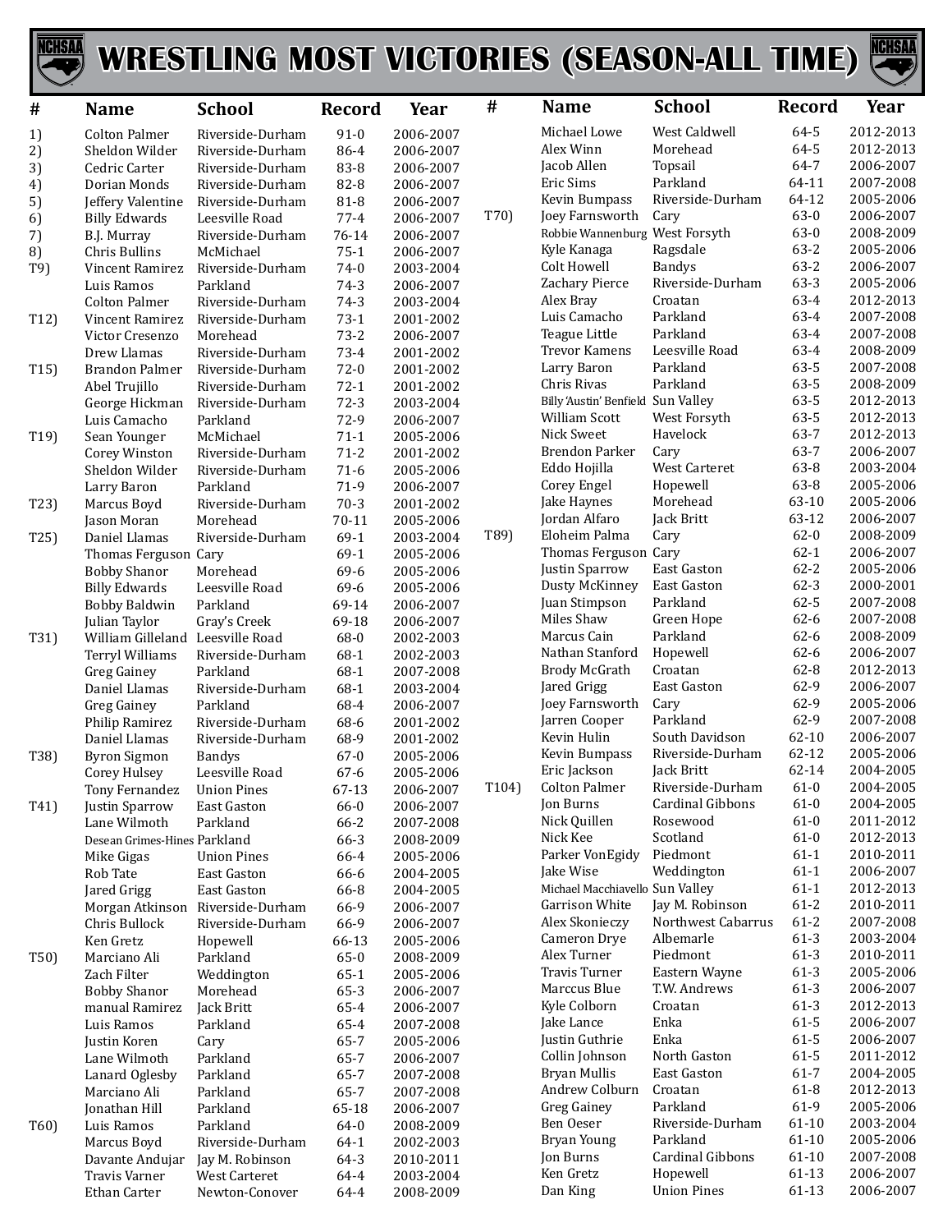# WRESTLING MOST VICTORIES (SEASON-ALL TIME)

| # | Name | School | Record | Year |
|---|---|---|---|---|
| 1) | Colton Palmer | Riverside-Durham | 91-0 | 2006-2007 |
| 2) | Sheldon Wilder | Riverside-Durham | 86-4 | 2006-2007 |
| 3) | Cedric Carter | Riverside-Durham | 83-8 | 2006-2007 |
| 4) | Dorian Monds | Riverside-Durham | 82-8 | 2006-2007 |
| 5) | Jeffery Valentine | Riverside-Durham | 81-8 | 2006-2007 |
| 6) | Billy Edwards | Leesville Road | 77-4 | 2006-2007 |
| 7) | B.J. Murray | Riverside-Durham | 76-14 | 2006-2007 |
| 8) | Chris Bullins | McMichael | 75-1 | 2006-2007 |
| T9) | Vincent Ramirez | Riverside-Durham | 74-0 | 2003-2004 |
| | Luis Ramos | Parkland | 74-3 | 2006-2007 |
| | Colton Palmer | Riverside-Durham | 74-3 | 2003-2004 |
| T12) | Vincent Ramirez | Riverside-Durham | 73-1 | 2001-2002 |
| | Victor Cresenzo | Morehead | 73-2 | 2006-2007 |
| | Drew Llamas | Riverside-Durham | 73-4 | 2001-2002 |
| T15) | Brandon Palmer | Riverside-Durham | 72-0 | 2001-2002 |
| | Abel Trujillo | Riverside-Durham | 72-1 | 2001-2002 |
| | George Hickman | Riverside-Durham | 72-3 | 2003-2004 |
| | Luis Camacho | Parkland | 72-9 | 2006-2007 |
| T19) | Sean Younger | McMichael | 71-1 | 2005-2006 |
| | Corey Winston | Riverside-Durham | 71-2 | 2001-2002 |
| | Sheldon Wilder | Riverside-Durham | 71-6 | 2005-2006 |
| | Larry Baron | Parkland | 71-9 | 2006-2007 |
| T23) | Marcus Boyd | Riverside-Durham | 70-3 | 2001-2002 |
| | Jason Moran | Morehead | 70-11 | 2005-2006 |
| T25) | Daniel Llamas | Riverside-Durham | 69-1 | 2003-2004 |
| | Thomas Ferguson | Cary | 69-1 | 2005-2006 |
| | Bobby Shanor | Morehead | 69-6 | 2005-2006 |
| | Billy Edwards | Leesville Road | 69-6 | 2005-2006 |
| | Bobby Baldwin | Parkland | 69-14 | 2006-2007 |
| | Julian Taylor | Gray's Creek | 69-18 | 2006-2007 |
| T31) | William Gilleland | Leesville Road | 68-0 | 2002-2003 |
| | Terryl Williams | Riverside-Durham | 68-1 | 2002-2003 |
| | Greg Gainey | Parkland | 68-1 | 2007-2008 |
| | Daniel Llamas | Riverside-Durham | 68-1 | 2003-2004 |
| | Greg Gainey | Parkland | 68-4 | 2006-2007 |
| | Philip Ramirez | Riverside-Durham | 68-6 | 2001-2002 |
| | Daniel Llamas | Riverside-Durham | 68-9 | 2001-2002 |
| T38) | Byron Sigmon | Bandys | 67-0 | 2005-2006 |
| | Corey Hulsey | Leesville Road | 67-6 | 2005-2006 |
| | Tony Fernandez | Union Pines | 67-13 | 2006-2007 |
| T41) | Justin Sparrow | East Gaston | 66-0 | 2006-2007 |
| | Lane Wilmoth | Parkland | 66-2 | 2007-2008 |
| | Desean Grimes-Hines | Parkland | 66-3 | 2008-2009 |
| | Mike Gigas | Union Pines | 66-4 | 2005-2006 |
| | Rob Tate | East Gaston | 66-6 | 2004-2005 |
| | Jared Grigg | East Gaston | 66-8 | 2004-2005 |
| | Morgan Atkinson | Riverside-Durham | 66-9 | 2006-2007 |
| | Chris Bullock | Riverside-Durham | 66-9 | 2006-2007 |
| | Ken Gretz | Hopewell | 66-13 | 2005-2006 |
| T50) | Marciano Ali | Parkland | 65-0 | 2008-2009 |
| | Zach Filter | Weddington | 65-1 | 2005-2006 |
| | Bobby Shanor | Morehead | 65-3 | 2006-2007 |
| | manual Ramirez | Jack Britt | 65-4 | 2006-2007 |
| | Luis Ramos | Parkland | 65-4 | 2007-2008 |
| | Justin Koren | Cary | 65-7 | 2005-2006 |
| | Lane Wilmoth | Parkland | 65-7 | 2006-2007 |
| | Lanard Oglesby | Parkland | 65-7 | 2007-2008 |
| | Marciano Ali | Parkland | 65-7 | 2007-2008 |
| | Jonathan Hill | Parkland | 65-18 | 2006-2007 |
| T60) | Luis Ramos | Parkland | 64-0 | 2008-2009 |
| | Marcus Boyd | Riverside-Durham | 64-1 | 2002-2003 |
| | Davante Andujar | Jay M. Robinson | 64-3 | 2010-2011 |
| | Travis Varner | West Carteret | 64-4 | 2003-2004 |
| | Ethan Carter | Newton-Conover | 64-4 | 2008-2009 |
| | Michael Lowe | West Caldwell | 64-5 | 2012-2013 |
| | Alex Winn | Morehead | 64-5 | 2012-2013 |
| | Jacob Allen | Topsail | 64-7 | 2006-2007 |
| | Eric Sims | Parkland | 64-11 | 2007-2008 |
| | Kevin Bumpass | Riverside-Durham | 64-12 | 2005-2006 |
| T70) | Joey Farnsworth | Cary | 63-0 | 2006-2007 |
| | Robbie Wannenburg | West Forsyth | 63-0 | 2008-2009 |
| | Kyle Kanaga | Ragsdale | 63-2 | 2005-2006 |
| | Colt Howell | Bandys | 63-2 | 2006-2007 |
| | Zachary Pierce | Riverside-Durham | 63-3 | 2005-2006 |
| | Alex Bray | Croatan | 63-4 | 2012-2013 |
| | Luis Camacho | Parkland | 63-4 | 2007-2008 |
| | Teague Little | Parkland | 63-4 | 2007-2008 |
| | Trevor Kamens | Leesville Road | 63-4 | 2008-2009 |
| | Larry Baron | Parkland | 63-5 | 2007-2008 |
| | Chris Rivas | Parkland | 63-5 | 2008-2009 |
| | Billy 'Austin' Benfield | Sun Valley | 63-5 | 2012-2013 |
| | William Scott | West Forsyth | 63-5 | 2012-2013 |
| | Nick Sweet | Havelock | 63-7 | 2012-2013 |
| | Brendon Parker | Cary | 63-7 | 2006-2007 |
| | Eddo Hojilla | West Carteret | 63-8 | 2003-2004 |
| | Corey Engel | Hopewell | 63-8 | 2005-2006 |
| | Jake Haynes | Morehead | 63-10 | 2005-2006 |
| | Jordan Alfaro | Jack Britt | 63-12 | 2006-2007 |
| T89) | Eloheim Palma | Cary | 62-0 | 2008-2009 |
| | Thomas Ferguson | Cary | 62-1 | 2006-2007 |
| | Justin Sparrow | East Gaston | 62-2 | 2005-2006 |
| | Dusty McKinney | East Gaston | 62-3 | 2000-2001 |
| | Juan Stimpson | Parkland | 62-5 | 2007-2008 |
| | Miles Shaw | Green Hope | 62-6 | 2007-2008 |
| | Marcus Cain | Parkland | 62-6 | 2008-2009 |
| | Nathan Stanford | Hopewell | 62-6 | 2006-2007 |
| | Brody McGrath | Croatan | 62-8 | 2012-2013 |
| | Jared Grigg | East Gaston | 62-9 | 2006-2007 |
| | Joey Farnsworth | Cary | 62-9 | 2005-2006 |
| | Jarren Cooper | Parkland | 62-9 | 2007-2008 |
| | Kevin Hulin | South Davidson | 62-10 | 2006-2007 |
| | Kevin Bumpass | Riverside-Durham | 62-12 | 2005-2006 |
| | Eric Jackson | Jack Britt | 62-14 | 2004-2005 |
| T104) | Colton Palmer | Riverside-Durham | 61-0 | 2004-2005 |
| | Jon Burns | Cardinal Gibbons | 61-0 | 2004-2005 |
| | Nick Quillen | Rosewood | 61-0 | 2011-2012 |
| | Nick Kee | Scotland | 61-0 | 2012-2013 |
| | Parker VonEgidy | Piedmont | 61-1 | 2010-2011 |
| | Jake Wise | Weddington | 61-1 | 2006-2007 |
| | Michael Macchiavello | Sun Valley | 61-1 | 2012-2013 |
| | Garrison White | Jay M. Robinson | 61-2 | 2010-2011 |
| | Alex Skonieczy | Northwest Cabarrus | 61-2 | 2007-2008 |
| | Cameron Drye | Albemarle | 61-3 | 2003-2004 |
| | Alex Turner | Piedmont | 61-3 | 2010-2011 |
| | Travis Turner | Eastern Wayne | 61-3 | 2005-2006 |
| | Marccus Blue | T.W. Andrews | 61-3 | 2006-2007 |
| | Kyle Colborn | Croatan | 61-3 | 2012-2013 |
| | Jake Lance | Enka | 61-5 | 2006-2007 |
| | Justin Guthrie | Enka | 61-5 | 2006-2007 |
| | Collin Johnson | North Gaston | 61-5 | 2011-2012 |
| | Bryan Mullis | East Gaston | 61-7 | 2004-2005 |
| | Andrew Colburn | Croatan | 61-8 | 2012-2013 |
| | Greg Gainey | Parkland | 61-9 | 2005-2006 |
| | Ben Oeser | Riverside-Durham | 61-10 | 2003-2004 |
| | Bryan Young | Parkland | 61-10 | 2005-2006 |
| | Jon Burns | Cardinal Gibbons | 61-10 | 2007-2008 |
| | Ken Gretz | Hopewell | 61-13 | 2006-2007 |
| | Dan King | Union Pines | 61-13 | 2006-2007 |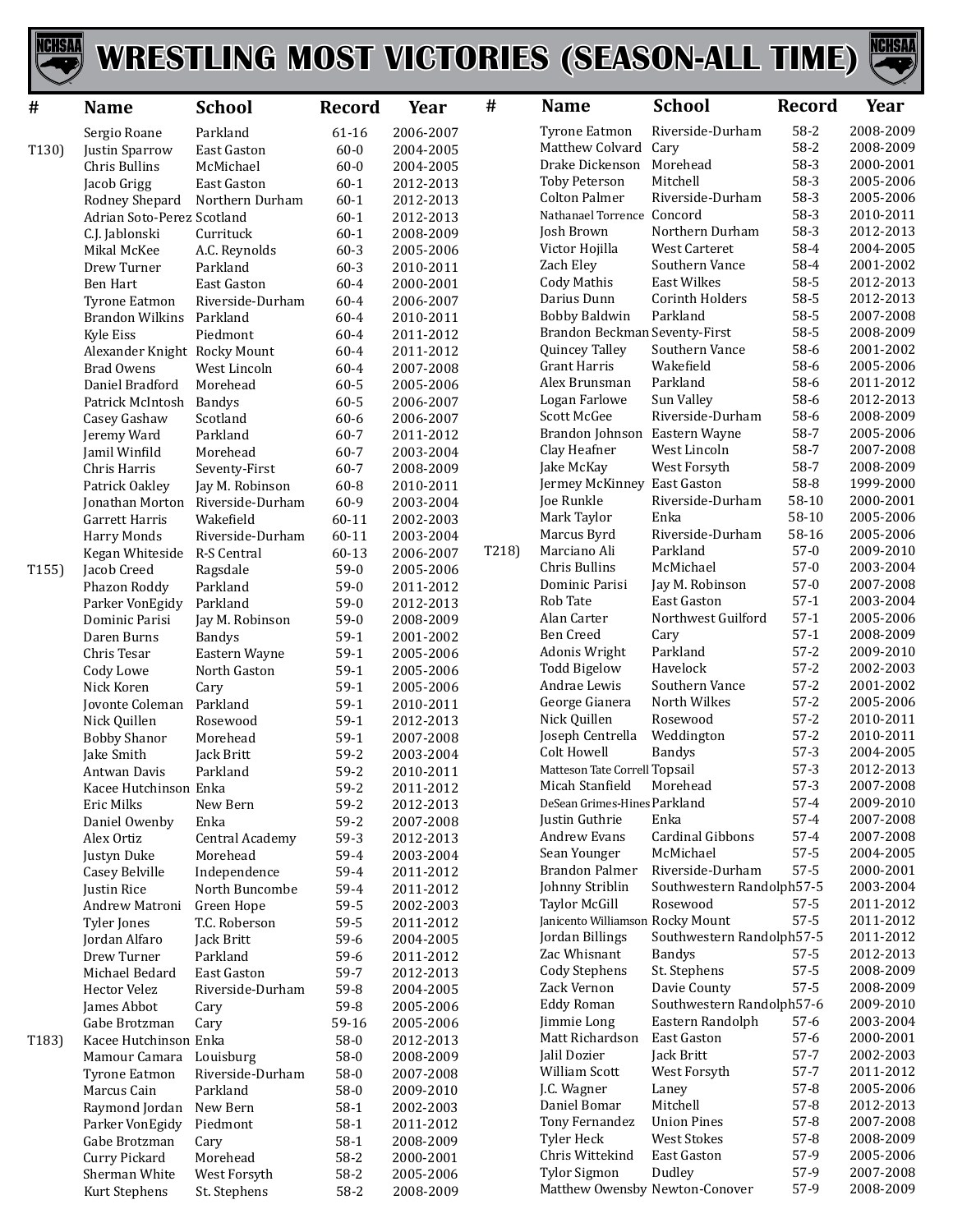# WRESTLING MOST VICTORIES (SEASON-ALL TIME)

| # | Name | School | Record | Year |
|---|---|---|---|---|
| | Sergio Roane | Parkland | 61-16 | 2006-2007 |
| T130) | Justin Sparrow | East Gaston | 60-0 | 2004-2005 |
| | Chris Bullins | McMichael | 60-0 | 2004-2005 |
| | Jacob Grigg | East Gaston | 60-1 | 2012-2013 |
| | Rodney Shepard | Northern Durham | 60-1 | 2012-2013 |
| | Adrian Soto-Perez | Scotland | 60-1 | 2012-2013 |
| | C.J. Jablonski | Currituck | 60-1 | 2008-2009 |
| | Mikal McKee | A.C. Reynolds | 60-3 | 2005-2006 |
| | Drew Turner | Parkland | 60-3 | 2010-2011 |
| | Ben Hart | East Gaston | 60-4 | 2000-2001 |
| | Tyrone Eatmon | Riverside-Durham | 60-4 | 2006-2007 |
| | Brandon Wilkins | Parkland | 60-4 | 2010-2011 |
| | Kyle Eiss | Piedmont | 60-4 | 2011-2012 |
| | Alexander Knight | Rocky Mount | 60-4 | 2011-2012 |
| | Brad Owens | West Lincoln | 60-4 | 2007-2008 |
| | Daniel Bradford | Morehead | 60-5 | 2005-2006 |
| | Patrick McIntosh | Bandys | 60-5 | 2006-2007 |
| | Casey Gashaw | Scotland | 60-6 | 2006-2007 |
| | Jeremy Ward | Parkland | 60-7 | 2011-2012 |
| | Jamil Winfild | Morehead | 60-7 | 2003-2004 |
| | Chris Harris | Seventy-First | 60-7 | 2008-2009 |
| | Patrick Oakley | Jay M. Robinson | 60-8 | 2010-2011 |
| | Jonathan Morton | Riverside-Durham | 60-9 | 2003-2004 |
| | Garrett Harris | Wakefield | 60-11 | 2002-2003 |
| | Harry Monds | Riverside-Durham | 60-11 | 2003-2004 |
| | Kegan Whiteside | R-S Central | 60-13 | 2006-2007 |
| T155) | Jacob Creed | Ragsdale | 59-0 | 2005-2006 |
| | Phazon Roddy | Parkland | 59-0 | 2011-2012 |
| | Parker VonEgidy | Parkland | 59-0 | 2012-2013 |
| | Dominic Parisi | Jay M. Robinson | 59-0 | 2008-2009 |
| | Daren Burns | Bandys | 59-1 | 2001-2002 |
| | Chris Tesar | Eastern Wayne | 59-1 | 2005-2006 |
| | Cody Lowe | North Gaston | 59-1 | 2005-2006 |
| | Nick Koren | Cary | 59-1 | 2005-2006 |
| | Jovonte Coleman | Parkland | 59-1 | 2010-2011 |
| | Nick Quillen | Rosewood | 59-1 | 2012-2013 |
| | Bobby Shanor | Morehead | 59-1 | 2007-2008 |
| | Jake Smith | Jack Britt | 59-2 | 2003-2004 |
| | Antwan Davis | Parkland | 59-2 | 2010-2011 |
| | Kacee Hutchinson | Enka | 59-2 | 2011-2012 |
| | Eric Milks | New Bern | 59-2 | 2012-2013 |
| | Daniel Owenby | Enka | 59-2 | 2007-2008 |
| | Alex Ortiz | Central Academy | 59-3 | 2012-2013 |
| | Justyn Duke | Morehead | 59-4 | 2003-2004 |
| | Casey Belville | Independence | 59-4 | 2011-2012 |
| | Justin Rice | North Buncombe | 59-4 | 2011-2012 |
| | Andrew Matroni | Green Hope | 59-5 | 2002-2003 |
| | Tyler Jones | T.C. Roberson | 59-5 | 2011-2012 |
| | Jordan Alfaro | Jack Britt | 59-6 | 2004-2005 |
| | Drew Turner | Parkland | 59-6 | 2011-2012 |
| | Michael Bedard | East Gaston | 59-7 | 2012-2013 |
| | Hector Velez | Riverside-Durham | 59-8 | 2004-2005 |
| | James Abbot | Cary | 59-8 | 2005-2006 |
| | Gabe Brotzman | Cary | 59-16 | 2005-2006 |
| T183) | Kacee Hutchinson | Enka | 58-0 | 2012-2013 |
| | Mamour Camara | Louisburg | 58-0 | 2008-2009 |
| | Tyrone Eatmon | Riverside-Durham | 58-0 | 2007-2008 |
| | Marcus Cain | Parkland | 58-0 | 2009-2010 |
| | Raymond Jordan | New Bern | 58-1 | 2002-2003 |
| | Parker VonEgidy | Piedmont | 58-1 | 2011-2012 |
| | Gabe Brotzman | Cary | 58-1 | 2008-2009 |
| | Curry Pickard | Morehead | 58-2 | 2000-2001 |
| | Sherman White | West Forsyth | 58-2 | 2005-2006 |
| | Kurt Stephens | St. Stephens | 58-2 | 2008-2009 |
| | Tyrone Eatmon | Riverside-Durham | 58-2 | 2008-2009 |
| | Matthew Colvard | Cary | 58-2 | 2008-2009 |
| | Drake Dickenson | Morehead | 58-3 | 2000-2001 |
| | Toby Peterson | Mitchell | 58-3 | 2005-2006 |
| | Colton Palmer | Riverside-Durham | 58-3 | 2005-2006 |
| | Nathanael Torrence | Concord | 58-3 | 2010-2011 |
| | Josh Brown | Northern Durham | 58-3 | 2012-2013 |
| | Victor Hojilla | West Carteret | 58-4 | 2004-2005 |
| | Zach Eley | Southern Vance | 58-4 | 2001-2002 |
| | Cody Mathis | East Wilkes | 58-5 | 2012-2013 |
| | Darius Dunn | Corinth Holders | 58-5 | 2012-2013 |
| | Bobby Baldwin | Parkland | 58-5 | 2007-2008 |
| | Brandon Beckman | Seventy-First | 58-5 | 2008-2009 |
| | Quincey Talley | Southern Vance | 58-6 | 2001-2002 |
| | Grant Harris | Wakefield | 58-6 | 2005-2006 |
| | Alex Brunsman | Parkland | 58-6 | 2011-2012 |
| | Logan Farlowe | Sun Valley | 58-6 | 2012-2013 |
| | Scott McGee | Riverside-Durham | 58-6 | 2008-2009 |
| | Brandon Johnson | Eastern Wayne | 58-7 | 2005-2006 |
| | Clay Heafner | West Lincoln | 58-7 | 2007-2008 |
| | Jake McKay | West Forsyth | 58-7 | 2008-2009 |
| | Jermey McKinney | East Gaston | 58-8 | 1999-2000 |
| | Joe Runkle | Riverside-Durham | 58-10 | 2000-2001 |
| | Mark Taylor | Enka | 58-10 | 2005-2006 |
| | Marcus Byrd | Riverside-Durham | 58-16 | 2005-2006 |
| T218) | Marciano Ali | Parkland | 57-0 | 2009-2010 |
| | Chris Bullins | McMichael | 57-0 | 2003-2004 |
| | Dominic Parisi | Jay M. Robinson | 57-0 | 2007-2008 |
| | Rob Tate | East Gaston | 57-1 | 2003-2004 |
| | Alan Carter | Northwest Guilford | 57-1 | 2005-2006 |
| | Ben Creed | Cary | 57-1 | 2008-2009 |
| | Adonis Wright | Parkland | 57-2 | 2009-2010 |
| | Todd Bigelow | Havelock | 57-2 | 2002-2003 |
| | Andrae Lewis | Southern Vance | 57-2 | 2001-2002 |
| | George Gianera | North Wilkes | 57-2 | 2005-2006 |
| | Nick Quillen | Rosewood | 57-2 | 2010-2011 |
| | Joseph Centrella | Weddington | 57-2 | 2010-2011 |
| | Colt Howell | Bandys | 57-3 | 2004-2005 |
| | Matteson Tate Correll | Topsail | 57-3 | 2012-2013 |
| | Micah Stanfield | Morehead | 57-3 | 2007-2008 |
| | DeSean Grimes-Hines | Parkland | 57-4 | 2009-2010 |
| | Justin Guthrie | Enka | 57-4 | 2007-2008 |
| | Andrew Evans | Cardinal Gibbons | 57-4 | 2007-2008 |
| | Sean Younger | McMichael | 57-5 | 2004-2005 |
| | Brandon Palmer | Riverside-Durham | 57-5 | 2000-2001 |
| | Johnny Striblin | Southwestern Randolph | 57-5 | 2003-2004 |
| | Taylor McGill | Rosewood | 57-5 | 2011-2012 |
| | Janicento Williamson | Rocky Mount | 57-5 | 2011-2012 |
| | Jordan Billings | Southwestern Randolph | 57-5 | 2011-2012 |
| | Zac Whisnant | Bandys | 57-5 | 2012-2013 |
| | Cody Stephens | St. Stephens | 57-5 | 2008-2009 |
| | Zack Vernon | Davie County | 57-5 | 2008-2009 |
| | Eddy Roman | Southwestern Randolph | 57-6 | 2009-2010 |
| | Jimmie Long | Eastern Randolph | 57-6 | 2003-2004 |
| | Matt Richardson | East Gaston | 57-6 | 2000-2001 |
| | Jalil Dozier | Jack Britt | 57-7 | 2002-2003 |
| | William Scott | West Forsyth | 57-7 | 2011-2012 |
| | J.C. Wagner | Laney | 57-8 | 2005-2006 |
| | Daniel Bomar | Mitchell | 57-8 | 2012-2013 |
| | Tony Fernandez | Union Pines | 57-8 | 2007-2008 |
| | Tyler Heck | West Stokes | 57-8 | 2008-2009 |
| | Chris Wittekind | East Gaston | 57-9 | 2005-2006 |
| | Tylor Sigmon | Dudley | 57-9 | 2007-2008 |
| | Matthew Owensby | Newton-Conover | 57-9 | 2008-2009 |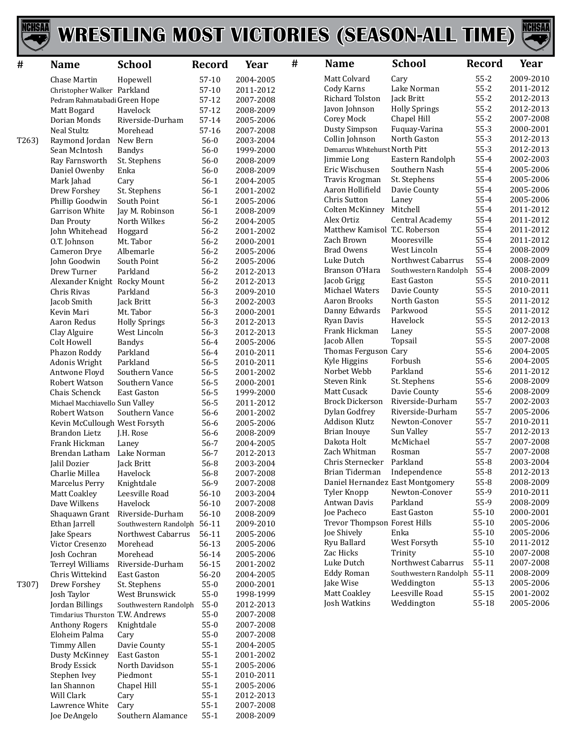# WRESTLING MOST VICTORIES (SEASON-ALL TIME)

| # | Name | School | Record | Year |
|---|---|---|---|---|
| | Chase Martin | Hopewell | 57-10 | 2004-2005 |
| | Christopher Walker | Parkland | 57-10 | 2011-2012 |
| | Pedram Rahmatabadi | Green Hope | 57-12 | 2007-2008 |
| | Matt Bogard | Havelock | 57-12 | 2008-2009 |
| | Dorian Monds | Riverside-Durham | 57-14 | 2005-2006 |
| | Neal Stultz | Morehead | 57-16 | 2007-2008 |
| T263) | Raymond Jordan | New Bern | 56-0 | 2003-2004 |
| | Sean McIntosh | Bandys | 56-0 | 1999-2000 |
| | Ray Farnsworth | St. Stephens | 56-0 | 2008-2009 |
| | Daniel Owenby | Enka | 56-0 | 2008-2009 |
| | Mark Jahad | Cary | 56-1 | 2004-2005 |
| | Drew Forshey | St. Stephens | 56-1 | 2001-2002 |
| | Phillip Goodwin | South Point | 56-1 | 2005-2006 |
| | Garrison White | Jay M. Robinson | 56-1 | 2008-2009 |
| | Dan Prouty | North Wilkes | 56-2 | 2004-2005 |
| | John Whitehead | Hoggard | 56-2 | 2001-2002 |
| | O.T. Johnson | Mt. Tabor | 56-2 | 2000-2001 |
| | Cameron Drye | Albemarle | 56-2 | 2005-2006 |
| | John Goodwin | South Point | 56-2 | 2005-2006 |
| | Drew Turner | Parkland | 56-2 | 2012-2013 |
| | Alexander Knight | Rocky Mount | 56-2 | 2012-2013 |
| | Chris Rivas | Parkland | 56-3 | 2009-2010 |
| | Jacob Smith | Jack Britt | 56-3 | 2002-2003 |
| | Kevin Mari | Mt. Tabor | 56-3 | 2000-2001 |
| | Aaron Redus | Holly Springs | 56-3 | 2012-2013 |
| | Clay Alguire | West Lincoln | 56-3 | 2012-2013 |
| | Colt Howell | Bandys | 56-4 | 2005-2006 |
| | Phazon Roddy | Parkland | 56-4 | 2010-2011 |
| | Adonis Wright | Parkland | 56-5 | 2010-2011 |
| | Antwone Floyd | Southern Vance | 56-5 | 2001-2002 |
| | Robert Watson | Southern Vance | 56-5 | 2000-2001 |
| | Chais Schenck | East Gaston | 56-5 | 1999-2000 |
| | Michael Macchiavello | Sun Valley | 56-5 | 2011-2012 |
| | Robert Watson | Southern Vance | 56-6 | 2001-2002 |
| | Kevin McCullough | West Forsyth | 56-6 | 2005-2006 |
| | Brandon Lietz | J.H. Rose | 56-6 | 2008-2009 |
| | Frank Hickman | Laney | 56-7 | 2004-2005 |
| | Brendan Latham | Lake Norman | 56-7 | 2012-2013 |
| | Jalil Dozier | Jack Britt | 56-8 | 2003-2004 |
| | Charlie Millea | Havelock | 56-8 | 2007-2008 |
| | Marcelus Perry | Knightdale | 56-9 | 2007-2008 |
| | Matt Coakley | Leesville Road | 56-10 | 2003-2004 |
| | Dave Wilkens | Havelock | 56-10 | 2007-2008 |
| | Shaquawn Grant | Riverside-Durham | 56-10 | 2008-2009 |
| | Ethan Jarrell | Southwestern Randolph | 56-11 | 2009-2010 |
| | Jake Spears | Northwest Cabarrus | 56-11 | 2005-2006 |
| | Victor Cresenzo | Morehead | 56-13 | 2005-2006 |
| | Josh Cochran | Morehead | 56-14 | 2005-2006 |
| | Terreyl Williams | Riverside-Durham | 56-15 | 2001-2002 |
| | Chris Wittekind | East Gaston | 56-20 | 2004-2005 |
| T307) | Drew Forshey | St. Stephens | 55-0 | 2000-2001 |
| | Josh Taylor | West Brunswick | 55-0 | 1998-1999 |
| | Jordan Billings | Southwestern Randolph | 55-0 | 2012-2013 |
| | Timdarius Thurston | T.W. Andrews | 55-0 | 2007-2008 |
| | Anthony Rogers | Knightdale | 55-0 | 2007-2008 |
| | Eloheim Palma | Cary | 55-0 | 2007-2008 |
| | Timmy Allen | Davie County | 55-1 | 2004-2005 |
| | Dusty McKinney | East Gaston | 55-1 | 2001-2002 |
| | Brody Essick | North Davidson | 55-1 | 2005-2006 |
| | Stephen Ivey | Piedmont | 55-1 | 2010-2011 |
| | Ian Shannon | Chapel Hill | 55-1 | 2005-2006 |
| | Will Clark | Cary | 55-1 | 2012-2013 |
| | Lawrence White | Cary | 55-1 | 2007-2008 |
| | Joe DeAngelo | Southern Alamance | 55-1 | 2008-2009 |
| | Matt Colvard | Cary | 55-2 | 2009-2010 |
| | Cody Karns | Lake Norman | 55-2 | 2011-2012 |
| | Richard Tolston | Jack Britt | 55-2 | 2012-2013 |
| | Javon Johnson | Holly Springs | 55-2 | 2012-2013 |
| | Corey Mock | Chapel Hill | 55-2 | 2007-2008 |
| | Dusty Simpson | Fuquay-Varina | 55-3 | 2000-2001 |
| | Collin Johnson | North Gaston | 55-3 | 2012-2013 |
| | Demarcus Whitehurst | North Pitt | 55-3 | 2012-2013 |
| | Jimmie Long | Eastern Randolph | 55-4 | 2002-2003 |
| | Eric Wischusen | Southern Nash | 55-4 | 2005-2006 |
| | Travis Krogman | St. Stephens | 55-4 | 2005-2006 |
| | Aaron Hollifield | Davie County | 55-4 | 2005-2006 |
| | Chris Sutton | Laney | 55-4 | 2005-2006 |
| | Colten McKinney | Mitchell | 55-4 | 2011-2012 |
| | Alex Ortiz | Central Academy | 55-4 | 2011-2012 |
| | Matthew Kamisol | T.C. Roberson | 55-4 | 2011-2012 |
| | Zach Brown | Mooresville | 55-4 | 2011-2012 |
| | Brad Owens | West Lincoln | 55-4 | 2008-2009 |
| | Luke Dutch | Northwest Cabarrus | 55-4 | 2008-2009 |
| | Branson O'Hara | Southwestern Randolph | 55-4 | 2008-2009 |
| | Jacob Grigg | East Gaston | 55-5 | 2010-2011 |
| | Michael Waters | Davie County | 55-5 | 2010-2011 |
| | Aaron Brooks | North Gaston | 55-5 | 2011-2012 |
| | Danny Edwards | Parkwood | 55-5 | 2011-2012 |
| | Ryan Davis | Havelock | 55-5 | 2012-2013 |
| | Frank Hickman | Laney | 55-5 | 2007-2008 |
| | Jacob Allen | Topsail | 55-5 | 2007-2008 |
| | Thomas Ferguson | Cary | 55-6 | 2004-2005 |
| | Kyle Higgins | Forbush | 55-6 | 2004-2005 |
| | Norbet Webb | Parkland | 55-6 | 2011-2012 |
| | Steven Rink | St. Stephens | 55-6 | 2008-2009 |
| | Matt Cusack | Davie County | 55-6 | 2008-2009 |
| | Brock Dickerson | Riverside-Durham | 55-7 | 2002-2003 |
| | Dylan Godfrey | Riverside-Durham | 55-7 | 2005-2006 |
| | Addison Klutz | Newton-Conover | 55-7 | 2010-2011 |
| | Brian Inouye | Sun Valley | 55-7 | 2012-2013 |
| | Dakota Holt | McMichael | 55-7 | 2007-2008 |
| | Zach Whitman | Rosman | 55-7 | 2007-2008 |
| | Chris Sternecker | Parkland | 55-8 | 2003-2004 |
| | Brian Tiderman | Independence | 55-8 | 2012-2013 |
| | Daniel Hernandez | East Montgomery | 55-8 | 2008-2009 |
| | Tyler Knopp | Newton-Conover | 55-9 | 2010-2011 |
| | Antwan Davis | Parkland | 55-9 | 2008-2009 |
| | Joe Pacheco | East Gaston | 55-10 | 2000-2001 |
| | Trevor Thompson | Forest Hills | 55-10 | 2005-2006 |
| | Joe Shively | Enka | 55-10 | 2005-2006 |
| | Ryu Ballard | West Forsyth | 55-10 | 2011-2012 |
| | Zac Hicks | Trinity | 55-10 | 2007-2008 |
| | Luke Dutch | Northwest Cabarrus | 55-11 | 2007-2008 |
| | Eddy Roman | Southwestern Randolph | 55-11 | 2008-2009 |
| | Jake Wise | Weddington | 55-13 | 2005-2006 |
| | Matt Coakley | Leesville Road | 55-15 | 2001-2002 |
| | Josh Watkins | Weddington | 55-18 | 2005-2006 |